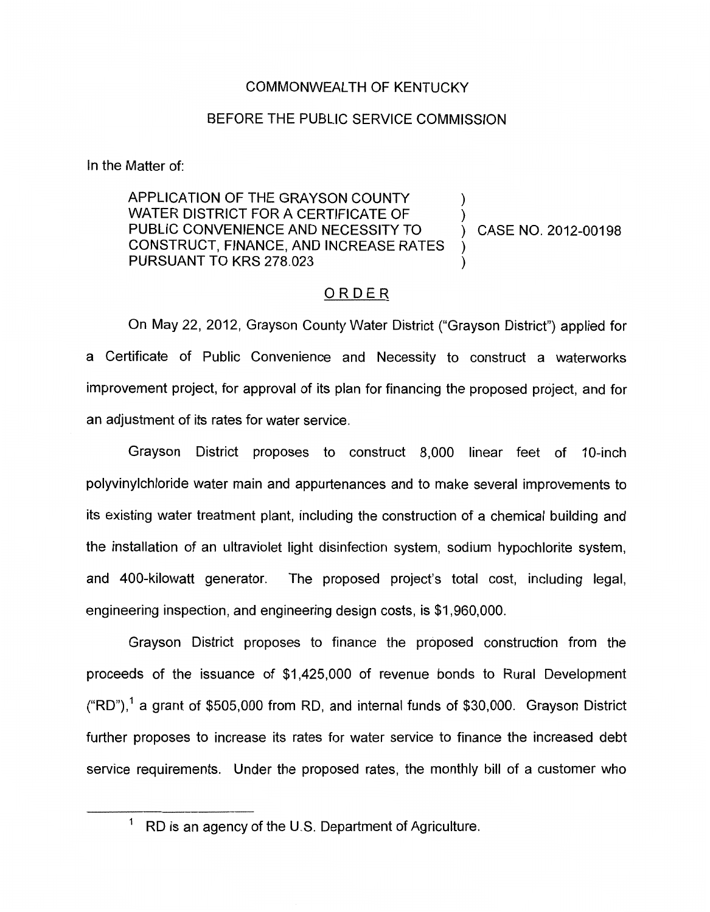COMMONWEALTH OF KENTUCKY

BEFORE THE PUBLIC SERVICE COMMISSION

In the Matter of:

| | | |
|---|---|---|
| APPLICATION OF THE GRAYSON COUNTY WATER DISTRICT FOR A CERTIFICATE OF PUBLIC CONVENIENCE AND NECESSITY TO CONSTRUCT, FINANCE, AND INCREASE RATES PURSUANT TO KRS 278.023 | ) | CASE NO. 2012-00198 |

## ORDER

On May 22, 2012, Grayson County Water District ("Grayson District") applied for a Certificate of Public Convenience and Necessity to construct a waterworks improvement project, for approval of its plan for financing the proposed project, and for an adjustment of its rates for water service.

Grayson District proposes to construct 8,000 linear feet of 10-inch polyvinylchloride water main and appurtenances and to make several improvements to its existing water treatment plant, including the construction of a chemical building and the installation of an ultraviolet light disinfection system, sodium hypochlorite system, and 400-kilowatt generator. The proposed project's total cost, including legal, engineering inspection, and engineering design costs, is $1,960,000.

Grayson District proposes to finance the proposed construction from the proceeds of the issuance of $1,425,000 of revenue bonds to Rural Development ("RD"),[1] a grant of $505,000 from RD, and internal funds of $30,000. Grayson District further proposes to increase its rates for water service to finance the increased debt service requirements. Under the proposed rates, the monthly bill of a customer who

[1] RD is an agency of the U.S. Department of Agriculture.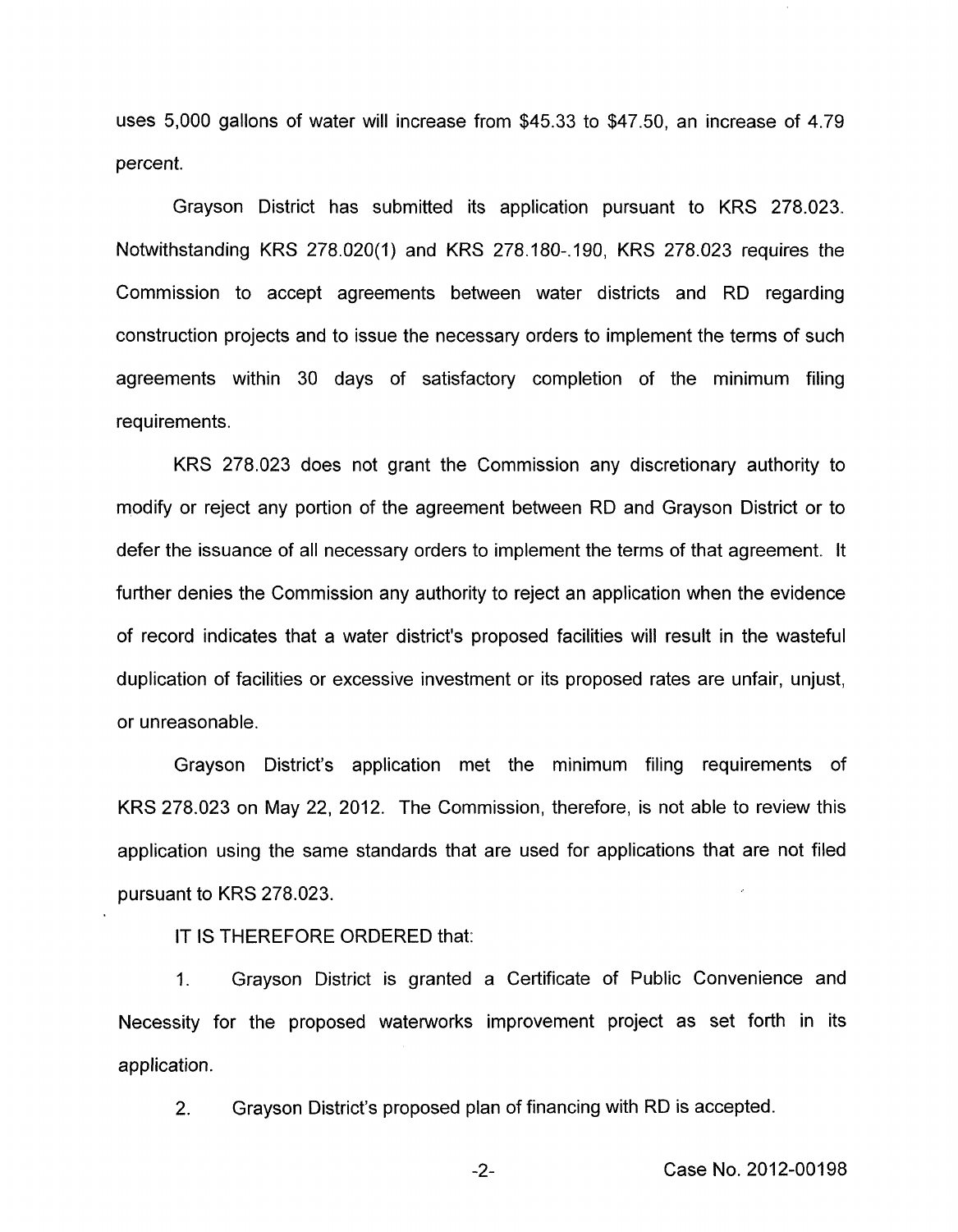uses 5,000 gallons of water will increase from $45.33 to $47.50, an increase of 4.79 percent.

Grayson District has submitted its application pursuant to KRS 278.023. Notwithstanding KRS 278.020(1) and KRS 278.180-.190, KRS 278.023 requires the Commission to accept agreements between water districts and RD regarding construction projects and to issue the necessary orders to implement the terms of such agreements within 30 days of satisfactory completion of the minimum filing requirements.

KRS 278.023 does not grant the Commission any discretionary authority to modify or reject any portion of the agreement between RD and Grayson District or to defer the issuance of all necessary orders to implement the terms of that agreement. It further denies the Commission any authority to reject an application when the evidence of record indicates that a water district's proposed facilities will result in the wasteful duplication of facilities or excessive investment or its proposed rates are unfair, unjust, or unreasonable.

Grayson District's application met the minimum filing requirements of KRS 278.023 on May 22, 2012. The Commission, therefore, is not able to review this application using the same standards that are used for applications that are not filed pursuant to KRS 278.023.

IT IS THEREFORE ORDERED that:

1. Grayson District is granted a Certificate of Public Convenience and Necessity for the proposed waterworks improvement project as set forth in its application.

2. Grayson District's proposed plan of financing with RD is accepted.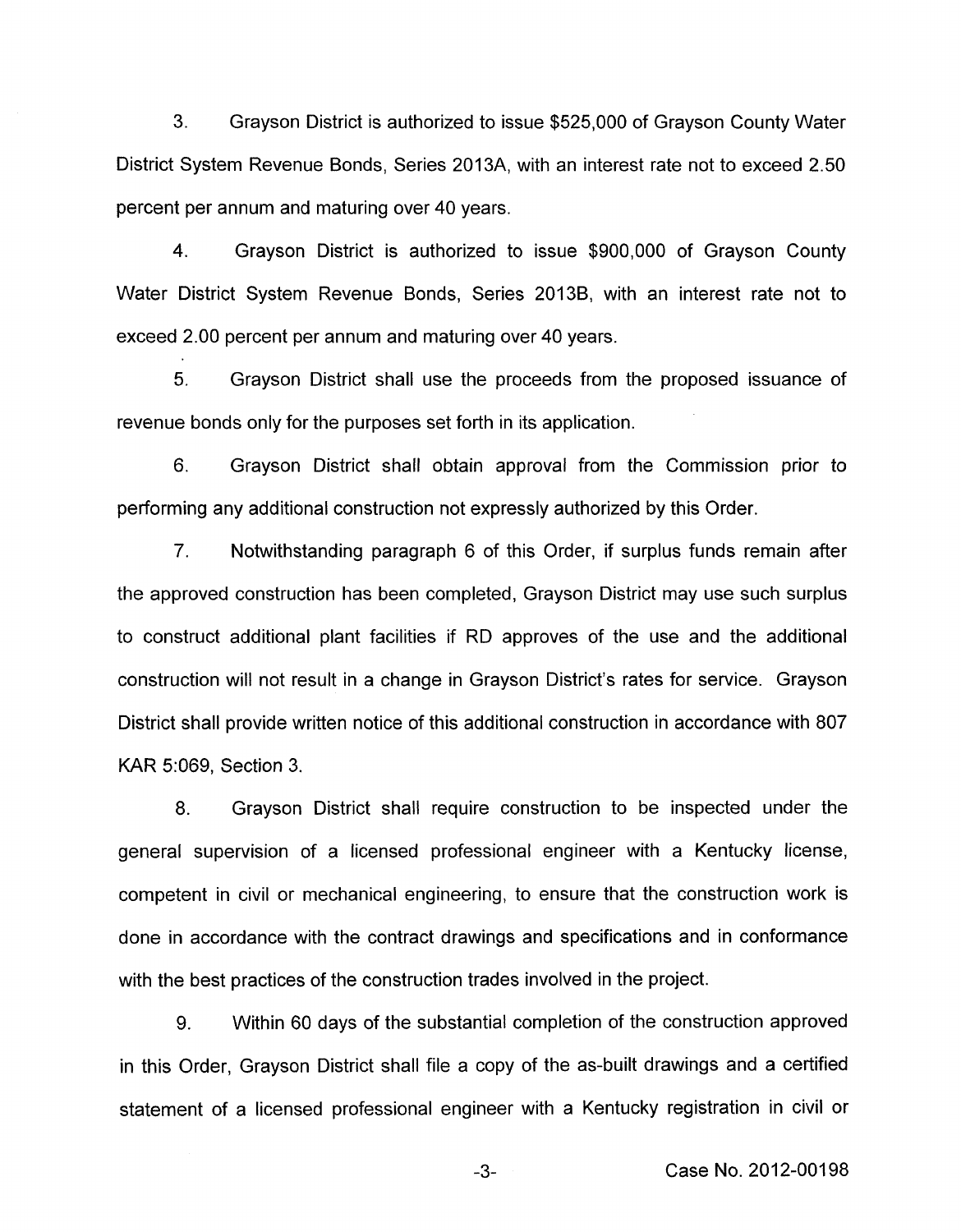3. Grayson District is authorized to issue $525,000 of Grayson County Water District System Revenue Bonds, Series 2013A, with an interest rate not to exceed 2.50 percent per annum and maturing over 40 years.

4. Grayson District is authorized to issue $900,000 of Grayson County Water District System Revenue Bonds, Series 2013B, with an interest rate not to exceed 2.00 percent per annum and maturing over 40 years.

5. Grayson District shall use the proceeds from the proposed issuance of revenue bonds only for the purposes set forth in its application.

6. Grayson District shall obtain approval from the Commission prior to performing any additional construction not expressly authorized by this Order.

7. Notwithstanding paragraph 6 of this Order, if surplus funds remain after the approved construction has been completed, Grayson District may use such surplus to construct additional plant facilities if RD approves of the use and the additional construction will not result in a change in Grayson District's rates for service. Grayson District shall provide written notice of this additional construction in accordance with 807 KAR 5:069, Section 3.

8. Grayson District shall require construction to be inspected under the general supervision of a licensed professional engineer with a Kentucky license, competent in civil or mechanical engineering, to ensure that the construction work is done in accordance with the contract drawings and specifications and in conformance with the best practices of the construction trades involved in the project.

9. Within 60 days of the substantial completion of the construction approved in this Order, Grayson District shall file a copy of the as-built drawings and a certified statement of a licensed professional engineer with a Kentucky registration in civil or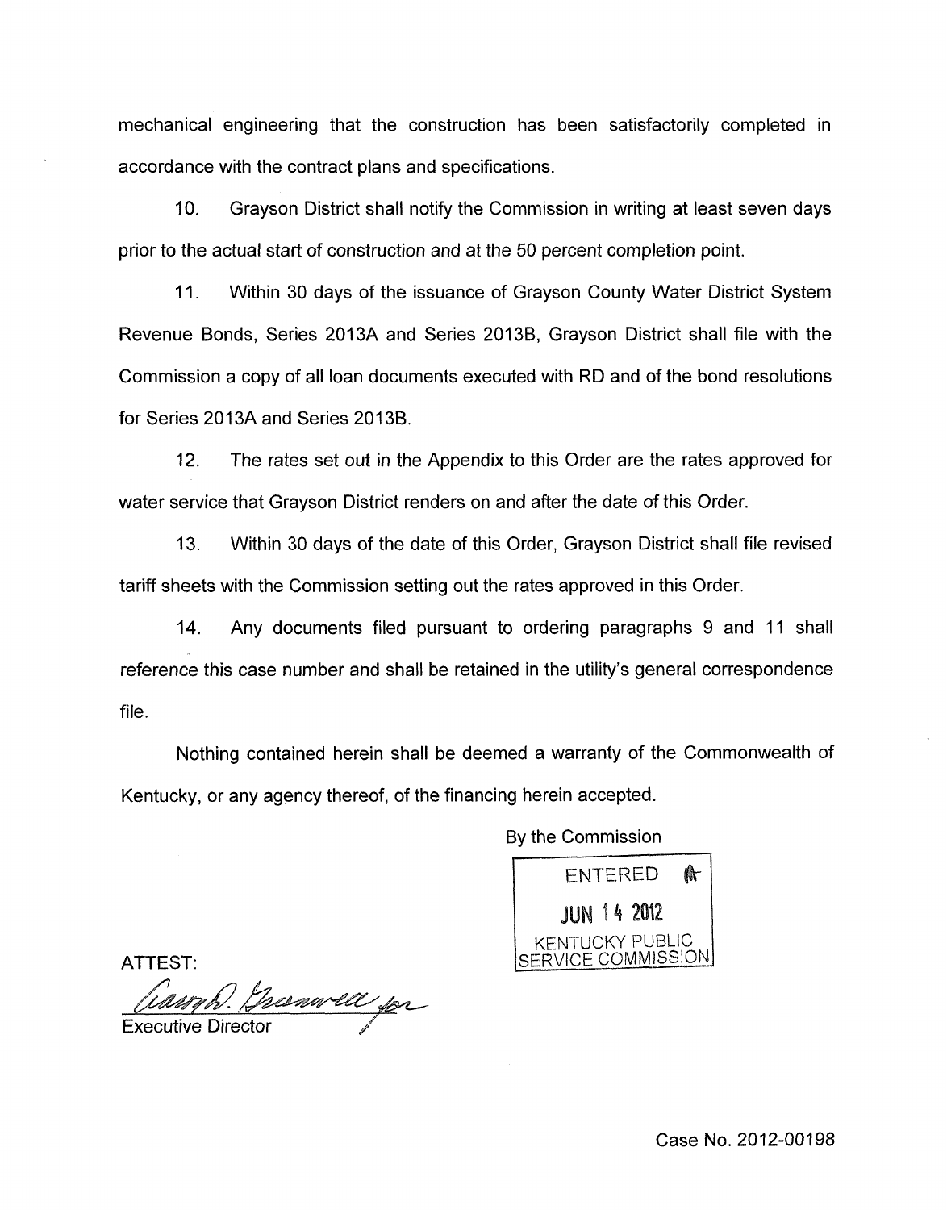mechanical engineering that the construction has been satisfactorily completed in accordance with the contract plans and specifications.

10. Grayson District shall notify the Commission in writing at least seven days prior to the actual start of construction and at the 50 percent completion point.

11. Within 30 days of the issuance of Grayson County Water District System Revenue Bonds, Series 2013A and Series 2013B, Grayson District shall file with the Commission a copy of all loan documents executed with RD and of the bond resolutions for Series 2013A and Series 2013B.

12. The rates set out in the Appendix to this Order are the rates approved for water service that Grayson District renders on and after the date of this Order.

13. Within 30 days of the date of this Order, Grayson District shall file revised tariff sheets with the Commission setting out the rates approved in this Order.

14. Any documents filed pursuant to ordering paragraphs 9 and 11 shall reference this case number and shall be retained in the utility's general correspondence file.

Nothing contained herein shall be deemed a warranty of the Commonwealth of Kentucky, or any agency thereof, of the financing herein accepted.

By the Commission

ENTERED
JUN 14 2012
KENTUCKY PUBLIC SERVICE COMMISSION

ATTEST:

Executive Director

Case No. 2012-00198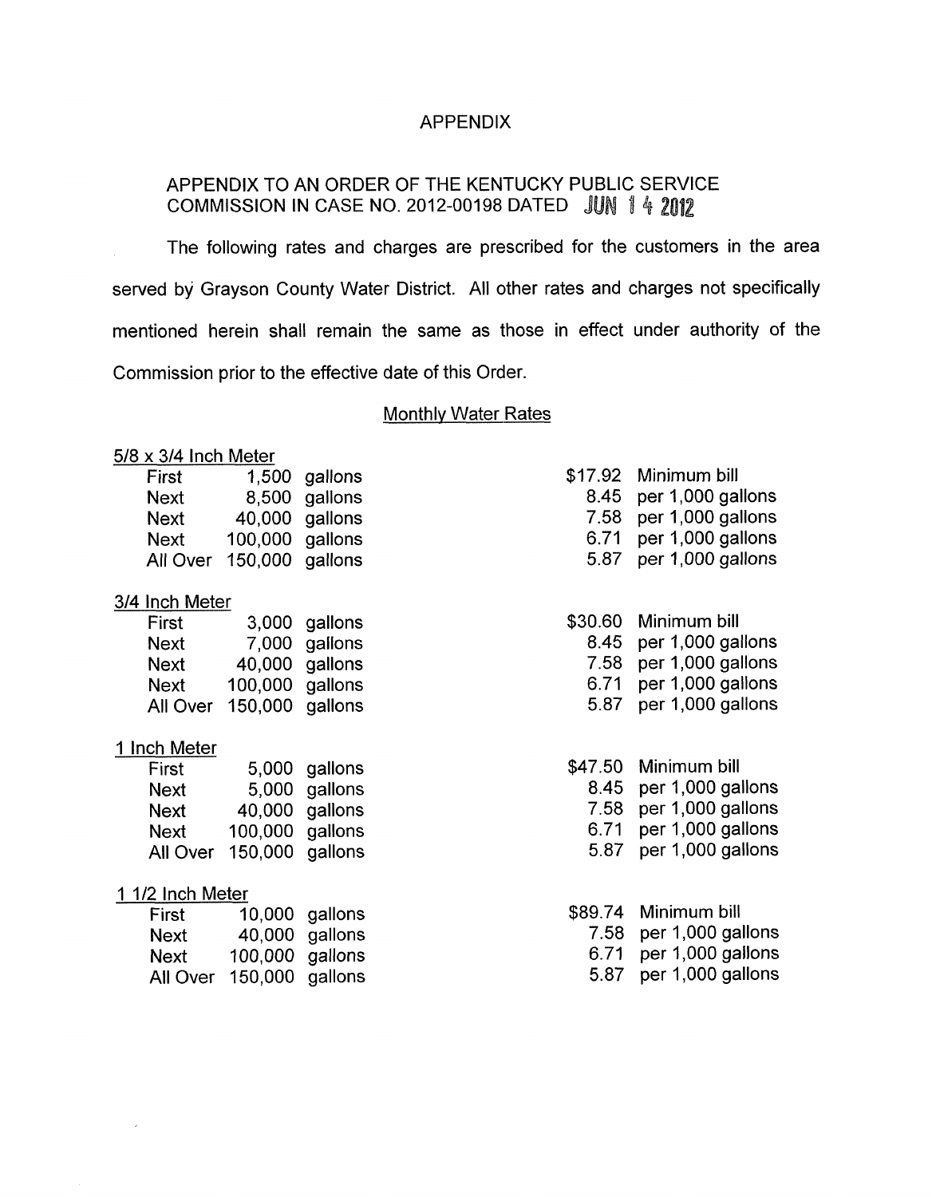# APPENDIX

APPENDIX TO AN ORDER OF THE KENTUCKY PUBLIC SERVICE COMMISSION IN CASE NO. 2012-00198 DATED JUN 14 2012

The following rates and charges are prescribed for the customers in the area served by Grayson County Water District. All other rates and charges not specifically mentioned herein shall remain the same as those in effect under authority of the Commission prior to the effective date of this Order.

## Monthly Water Rates

**5/8 x 3/4 Inch Meter**

| | | | | |
|---|---|---|---|---|
| First | 1,500 | gallons | $17.92 | Minimum bill |
| Next | 8,500 | gallons | 8.45 | per 1,000 gallons |
| Next | 40,000 | gallons | 7.58 | per 1,000 gallons |
| Next | 100,000 | gallons | 6.71 | per 1,000 gallons |
| All Over | 150,000 | gallons | 5.87 | per 1,000 gallons |

**3/4 Inch Meter**

| | | | | |
|---|---|---|---|---|
| First | 3,000 | gallons | $30.60 | Minimum bill |
| Next | 7,000 | gallons | 8.45 | per 1,000 gallons |
| Next | 40,000 | gallons | 7.58 | per 1,000 gallons |
| Next | 100,000 | gallons | 6.71 | per 1,000 gallons |
| All Over | 150,000 | gallons | 5.87 | per 1,000 gallons |

**1 Inch Meter**

| | | | | |
|---|---|---|---|---|
| First | 5,000 | gallons | $47.50 | Minimum bill |
| Next | 5,000 | gallons | 8.45 | per 1,000 gallons |
| Next | 40,000 | gallons | 7.58 | per 1,000 gallons |
| Next | 100,000 | gallons | 6.71 | per 1,000 gallons |
| All Over | 150,000 | gallons | 5.87 | per 1,000 gallons |

**1 1/2 Inch Meter**

| | | | | |
|---|---|---|---|---|
| First | 10,000 | gallons | $89.74 | Minimum bill |
| Next | 40,000 | gallons | 7.58 | per 1,000 gallons |
| Next | 100,000 | gallons | 6.71 | per 1,000 gallons |
| All Over | 150,000 | gallons | 5.87 | per 1,000 gallons |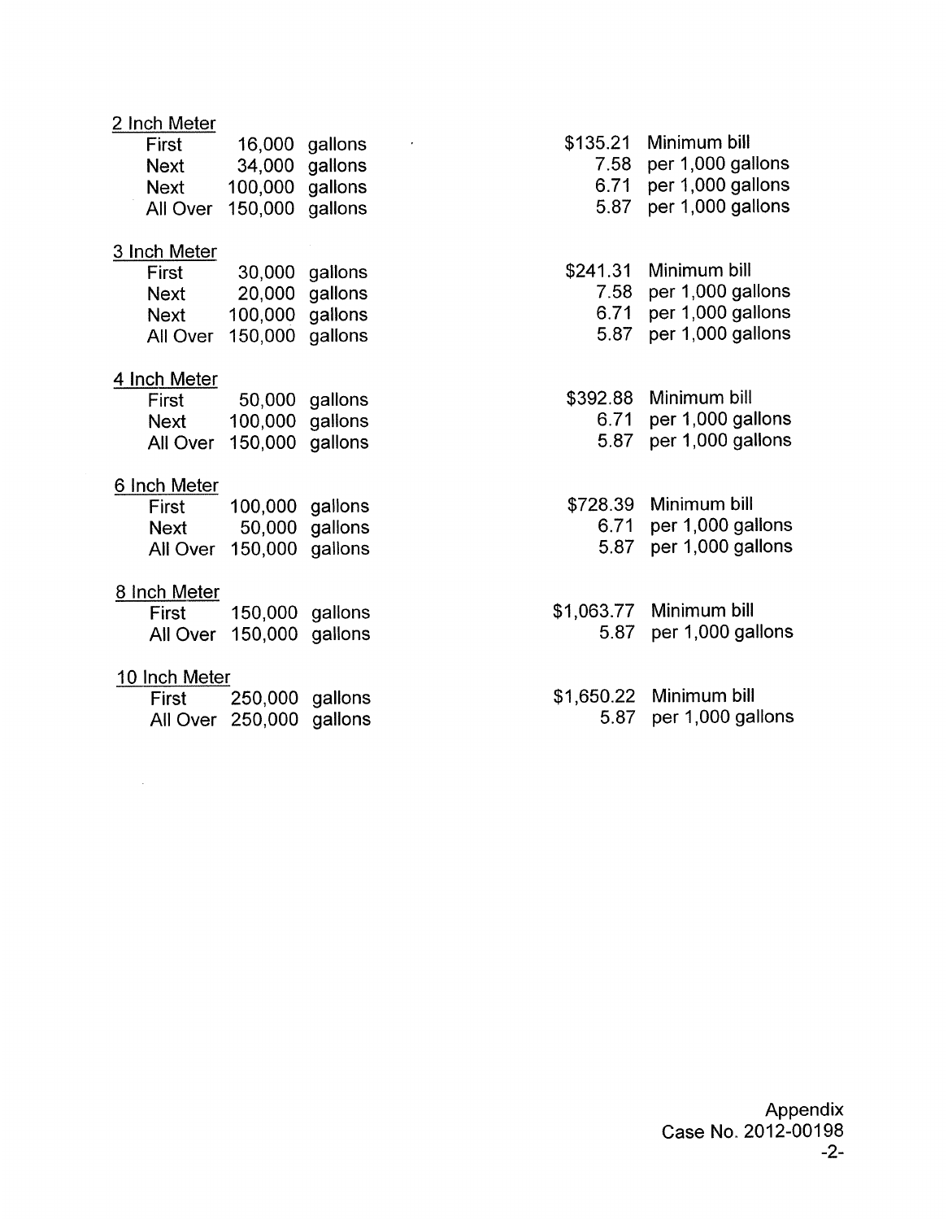**2 Inch Meter**

| | | | | |
|---|---|---|---|---|
| First | 16,000 | gallons | $135.21 | Minimum bill |
| Next | 34,000 | gallons | 7.58 | per 1,000 gallons |
| Next | 100,000 | gallons | 6.71 | per 1,000 gallons |
| All Over | 150,000 | gallons | 5.87 | per 1,000 gallons |

**3 Inch Meter**

| | | | | |
|---|---|---|---|---|
| First | 30,000 | gallons | $241.31 | Minimum bill |
| Next | 20,000 | gallons | 7.58 | per 1,000 gallons |
| Next | 100,000 | gallons | 6.71 | per 1,000 gallons |
| All Over | 150,000 | gallons | 5.87 | per 1,000 gallons |

**4 Inch Meter**

| | | | | |
|---|---|---|---|---|
| First | 50,000 | gallons | $392.88 | Minimum bill |
| Next | 100,000 | gallons | 6.71 | per 1,000 gallons |
| All Over | 150,000 | gallons | 5.87 | per 1,000 gallons |

**6 Inch Meter**

| | | | | |
|---|---|---|---|---|
| First | 100,000 | gallons | $728.39 | Minimum bill |
| Next | 50,000 | gallons | 6.71 | per 1,000 gallons |
| All Over | 150,000 | gallons | 5.87 | per 1,000 gallons |

**8 Inch Meter**

| | | | | |
|---|---|---|---|---|
| First | 150,000 | gallons | $1,063.77 | Minimum bill |
| All Over | 150,000 | gallons | 5.87 | per 1,000 gallons |

**10 Inch Meter**

| | | | | |
|---|---|---|---|---|
| First | 250,000 | gallons | $1,650.22 | Minimum bill |
| All Over | 250,000 | gallons | 5.87 | per 1,000 gallons |

Appendix
Case No. 2012-00198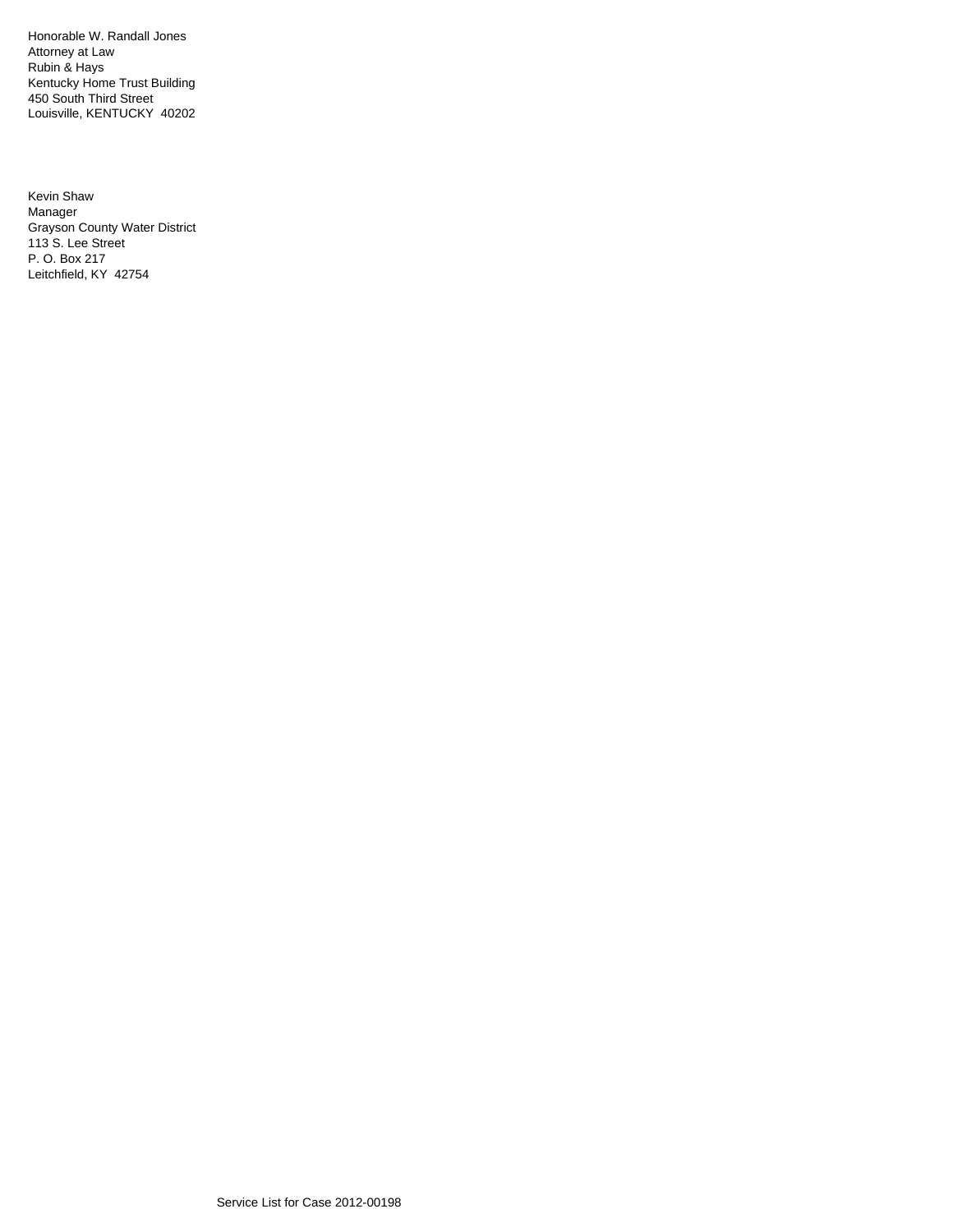Honorable W. Randall Jones
Attorney at Law
Rubin & Hays
Kentucky Home Trust Building
450 South Third Street
Louisville, KENTUCKY  40202

Kevin Shaw
Manager
Grayson County Water District
113 S. Lee Street
P. O. Box 217
Leitchfield, KY  42754

Service List for Case 2012-00198